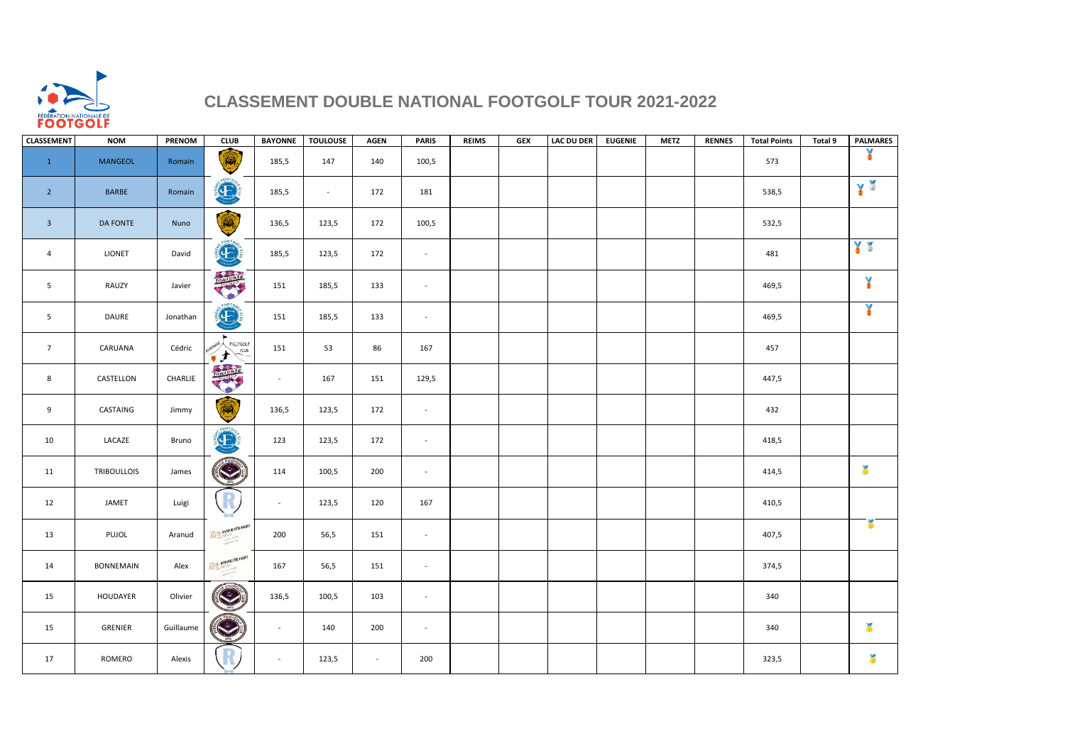# CLASSEMENT DOUBLE NATIONAL FOOTGOLF TOUR 2021-2022

| CLASSEMENT | NOM | PRENOM | CLUB | BAYONNE | TOULOUSE | AGEN | PARIS | REIMS | GEX | LAC DU DER | EUGENIE | METZ | RENNES | Total Points | Total 9 | PALMARES |
|---|---|---|---|---|---|---|---|---|---|---|---|---|---|---|---|---|
| 1 | MANGEOL | Romain | | 185,5 | 147 | 140 | 100,5 | | | | | | | 573 | | |
| 2 | BARBE | Romain | | 185,5 | - | 172 | 181 | | | | | | | 538,5 | | |
| 3 | DA FONTE | Nuno | | 136,5 | 123,5 | 172 | 100,5 | | | | | | | 532,5 | | |
| 4 | LIONET | David | | 185,5 | 123,5 | 172 | - | | | | | | | 481 | | |
| 5 | RAUZY | Javier | | 151 | 185,5 | 133 | - | | | | | | | 469,5 | | |
| 5 | DAURE | Jonathan | | 151 | 185,5 | 133 | - | | | | | | | 469,5 | | |
| 7 | CARUANA | Cédric | | 151 | 53 | 86 | 167 | | | | | | | 457 | | |
| 8 | CASTELLON | CHARLIE | | - | 167 | 151 | 129,5 | | | | | | | 447,5 | | |
| 9 | CASTAING | Jimmy | | 136,5 | 123,5 | 172 | - | | | | | | | 432 | | |
| 10 | LACAZE | Bruno | | 123 | 123,5 | 172 | - | | | | | | | 418,5 | | |
| 11 | TRIBOULLOIS | James | | 114 | 100,5 | 200 | - | | | | | | | 414,5 | | |
| 12 | JAMET | Luigi | | - | 123,5 | 120 | 167 | | | | | | | 410,5 | | |
| 13 | PUJOL | Aranud | | 200 | 56,5 | 151 | - | | | | | | | 407,5 | | |
| 14 | BONNEMAIN | Alex | | 167 | 56,5 | 151 | - | | | | | | | 374,5 | | |
| 15 | HOUDAYER | Olivier | | 136,5 | 100,5 | 103 | - | | | | | | | 340 | | |
| 15 | GRENIER | Guillaume | | - | 140 | 200 | - | | | | | | | 340 | | |
| 17 | ROMERO | Alexis | | - | 123,5 | - | 200 | | | | | | | 323,5 | | |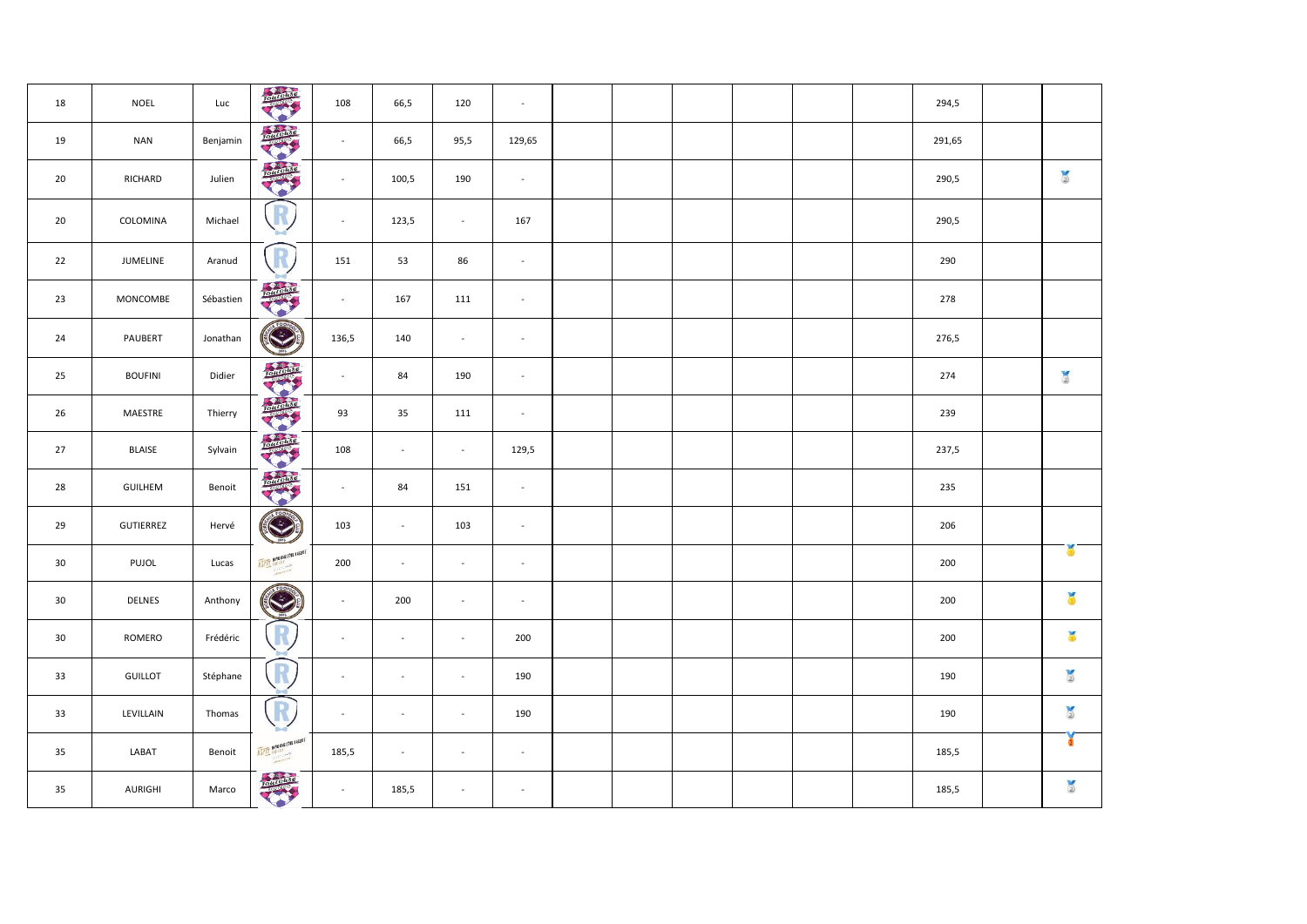| | | | | | | | | | | | | | | | | |
|---|---|---|---|---|---|---|---|---|---|---|---|---|---|---|---|---|
| 18 | NOEL | Luc | | 108 | 66,5 | 120 | - | | | | | | | 294,5 | | |
| 19 | NAN | Benjamin | | - | 66,5 | 95,5 | 129,65 | | | | | | | 291,65 | | |
| 20 | RICHARD | Julien | | - | 100,5 | 190 | - | | | | | | | 290,5 | | |
| 20 | COLOMINA | Michael | | - | 123,5 | - | 167 | | | | | | | 290,5 | | |
| 22 | JUMELINE | Aranud | | 151 | 53 | 86 | - | | | | | | | 290 | | |
| 23 | MONCOMBE | Sébastien | | - | 167 | 111 | - | | | | | | | 278 | | |
| 24 | PAUBERT | Jonathan | | 136,5 | 140 | - | - | | | | | | | 276,5 | | |
| 25 | BOUFINI | Didier | | - | 84 | 190 | - | | | | | | | 274 | | |
| 26 | MAESTRE | Thierry | | 93 | 35 | 111 | - | | | | | | | 239 | | |
| 27 | BLAISE | Sylvain | | 108 | - | - | 129,5 | | | | | | | 237,5 | | |
| 28 | GUILHEM | Benoit | | - | 84 | 151 | - | | | | | | | 235 | | |
| 29 | GUTIERREZ | Hervé | | 103 | - | 103 | - | | | | | | | 206 | | |
| 30 | PUJOL | Lucas | | 200 | - | - | - | | | | | | | 200 | | |
| 30 | DELNES | Anthony | | - | 200 | - | - | | | | | | | 200 | | |
| 30 | ROMERO | Frédéric | | - | - | - | 200 | | | | | | | 200 | | |
| 33 | GUILLOT | Stéphane | | - | - | - | 190 | | | | | | | 190 | | |
| 33 | LEVILLAIN | Thomas | | - | - | - | 190 | | | | | | | 190 | | |
| 35 | LABAT | Benoit | | 185,5 | - | - | - | | | | | | | 185,5 | | |
| 35 | AURIGHI | Marco | | - | 185,5 | - | - | | | | | | | 185,5 | | |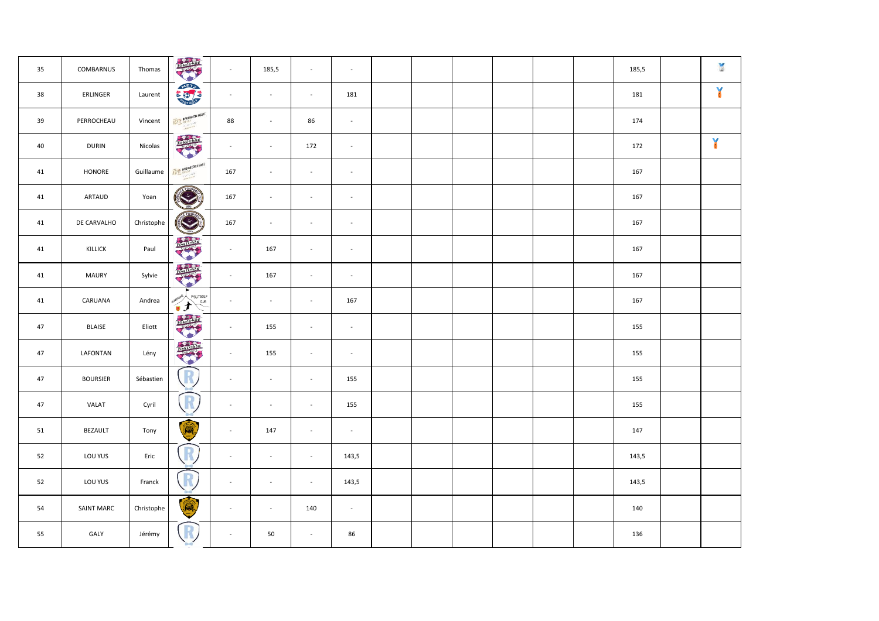| 35 | COMBARNUS | Thomas | | - | 185,5 | - | - | | | | | | | 185,5 | | |
|---|---|---|---|---|---|---|---|---|---|---|---|---|---|---|---|---|
| 38 | ERLINGER | Laurent | | - | - | - | 181 | | | | | | | 181 | | |
| 39 | PERROCHEAU | Vincent | | 88 | - | 86 | - | | | | | | | 174 | | |
| 40 | DURIN | Nicolas | | - | - | 172 | - | | | | | | | 172 | | |
| 41 | HONORE | Guillaume | | 167 | - | - | - | | | | | | | 167 | | |
| 41 | ARTAUD | Yoan | | 167 | - | - | - | | | | | | | 167 | | |
| 41 | DE CARVALHO | Christophe | | 167 | - | - | - | | | | | | | 167 | | |
| 41 | KILLICK | Paul | | - | 167 | - | - | | | | | | | 167 | | |
| 41 | MAURY | Sylvie | | - | 167 | - | - | | | | | | | 167 | | |
| 41 | CARUANA | Andrea | | - | - | - | 167 | | | | | | | 167 | | |
| 47 | BLAISE | Eliott | | - | 155 | - | - | | | | | | | 155 | | |
| 47 | LAFONTAN | Lény | | - | 155 | - | - | | | | | | | 155 | | |
| 47 | BOURSIER | Sébastien | | - | - | - | 155 | | | | | | | 155 | | |
| 47 | VALAT | Cyril | | - | - | - | 155 | | | | | | | 155 | | |
| 51 | BEZAULT | Tony | | - | 147 | - | - | | | | | | | 147 | | |
| 52 | LOU YUS | Eric | | - | - | - | 143,5 | | | | | | | 143,5 | | |
| 52 | LOU YUS | Franck | | - | - | - | 143,5 | | | | | | | 143,5 | | |
| 54 | SAINT MARC | Christophe | | - | - | 140 | - | | | | | | | 140 | | |
| 55 | GALY | Jérémy | | - | 50 | - | 86 | | | | | | | 136 | | |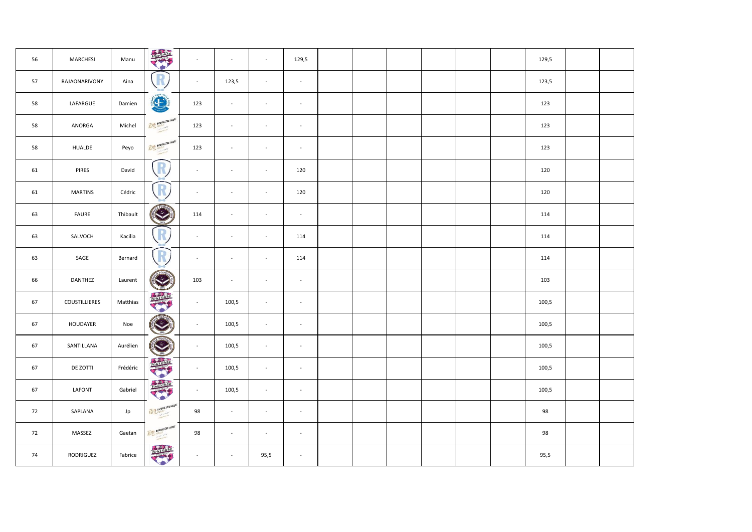|  |  |  |  |  |  |  |  |  |  |  |  |  |  |  |  |
|---|---|---|---|---|---|---|---|---|---|---|---|---|---|---|---|
| 56 | MARCHESI | Manu |  | - | - | - | 129,5 |  |  |  |  |  |  | 129,5 |  |  |
| 57 | RAJAONARIVONY | Aina |  | - | 123,5 | - | - |  |  |  |  |  |  | 123,5 |  |  |
| 58 | LAFARGUE | Damien |  | 123 | - | - | - |  |  |  |  |  |  | 123 |  |  |
| 58 | ANORGA | Michel |  | 123 | - | - | - |  |  |  |  |  |  | 123 |  |  |
| 58 | HUALDE | Peyo |  | 123 | - | - | - |  |  |  |  |  |  | 123 |  |  |
| 61 | PIRES | David |  | - | - | - | 120 |  |  |  |  |  |  | 120 |  |  |
| 61 | MARTINS | Cédric |  | - | - | - | 120 |  |  |  |  |  |  | 120 |  |  |
| 63 | FAURE | Thibault |  | 114 | - | - | - |  |  |  |  |  |  | 114 |  |  |
| 63 | SALVOCH | Kacilia |  | - | - | - | 114 |  |  |  |  |  |  | 114 |  |  |
| 63 | SAGE | Bernard |  | - | - | - | 114 |  |  |  |  |  |  | 114 |  |  |
| 66 | DANTHEZ | Laurent |  | 103 | - | - | - |  |  |  |  |  |  | 103 |  |  |
| 67 | COUSTILLIERES | Matthias |  | - | 100,5 | - | - |  |  |  |  |  |  | 100,5 |  |  |
| 67 | HOUDAYER | Noe |  | - | 100,5 | - | - |  |  |  |  |  |  | 100,5 |  |  |
| 67 | SANTILLANA | Aurélien |  | - | 100,5 | - | - |  |  |  |  |  |  | 100,5 |  |  |
| 67 | DE ZOTTI | Frédéric |  | - | 100,5 | - | - |  |  |  |  |  |  | 100,5 |  |  |
| 67 | LAFONT | Gabriel |  | - | 100,5 | - | - |  |  |  |  |  |  | 100,5 |  |  |
| 72 | SAPLANA | Jp |  | 98 | - | - | - |  |  |  |  |  |  | 98 |  |  |
| 72 | MASSEZ | Gaetan |  | 98 | - | - | - |  |  |  |  |  |  | 98 |  |  |
| 74 | RODRIGUEZ | Fabrice |  | - | - | 95,5 | - |  |  |  |  |  |  | 95,5 |  |  |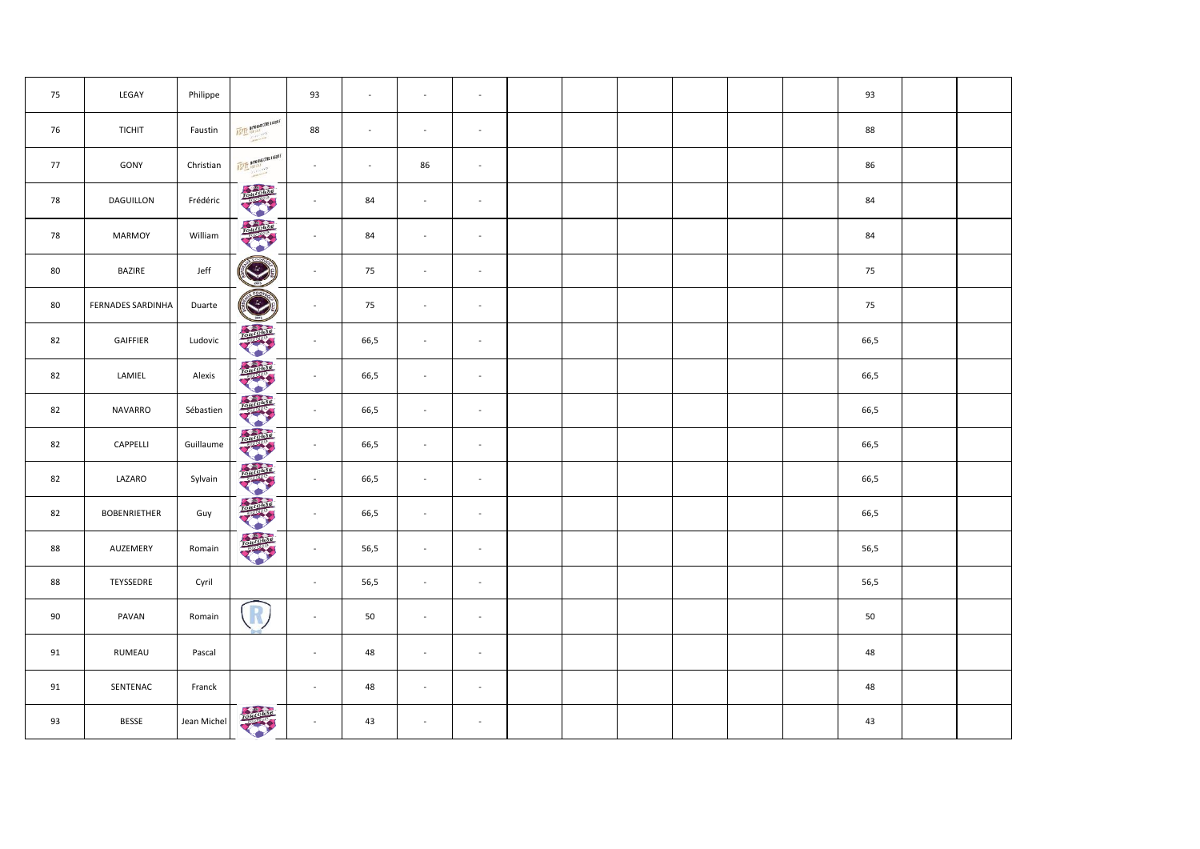| | | | | | | | | | | | | | | | | |
|---|---|---|---|---|---|---|---|---|---|---|---|---|---|---|---|---|
| 75 | LEGAY | Philippe | | 93 | - | - | - | | | | | | | 93 | | |
| 76 | TICHIT | Faustin | | 88 | - | - | - | | | | | | | 88 | | |
| 77 | GONY | Christian | | - | - | 86 | - | | | | | | | 86 | | |
| 78 | DAGUILLON | Frédéric | | - | 84 | - | - | | | | | | | 84 | | |
| 78 | MARMOY | William | | - | 84 | - | - | | | | | | | 84 | | |
| 80 | BAZIRE | Jeff | | - | 75 | - | - | | | | | | | 75 | | |
| 80 | FERNADES SARDINHA | Duarte | | - | 75 | - | - | | | | | | | 75 | | |
| 82 | GAIFFIER | Ludovic | | - | 66,5 | - | - | | | | | | | 66,5 | | |
| 82 | LAMIEL | Alexis | | - | 66,5 | - | - | | | | | | | 66,5 | | |
| 82 | NAVARRO | Sébastien | | - | 66,5 | - | - | | | | | | | 66,5 | | |
| 82 | CAPPELLI | Guillaume | | - | 66,5 | - | - | | | | | | | 66,5 | | |
| 82 | LAZARO | Sylvain | | - | 66,5 | - | - | | | | | | | 66,5 | | |
| 82 | BOBENRIETHER | Guy | | - | 66,5 | - | - | | | | | | | 66,5 | | |
| 88 | AUZEMERY | Romain | | - | 56,5 | - | - | | | | | | | 56,5 | | |
| 88 | TEYSSEDRE | Cyril | | - | 56,5 | - | - | | | | | | | 56,5 | | |
| 90 | PAVAN | Romain | | - | 50 | - | - | | | | | | | 50 | | |
| 91 | RUMEAU | Pascal | | - | 48 | - | - | | | | | | | 48 | | |
| 91 | SENTENAC | Franck | | - | 48 | - | - | | | | | | | 48 | | |
| 93 | BESSE | Jean Michel | | - | 43 | - | - | | | | | | | 43 | | |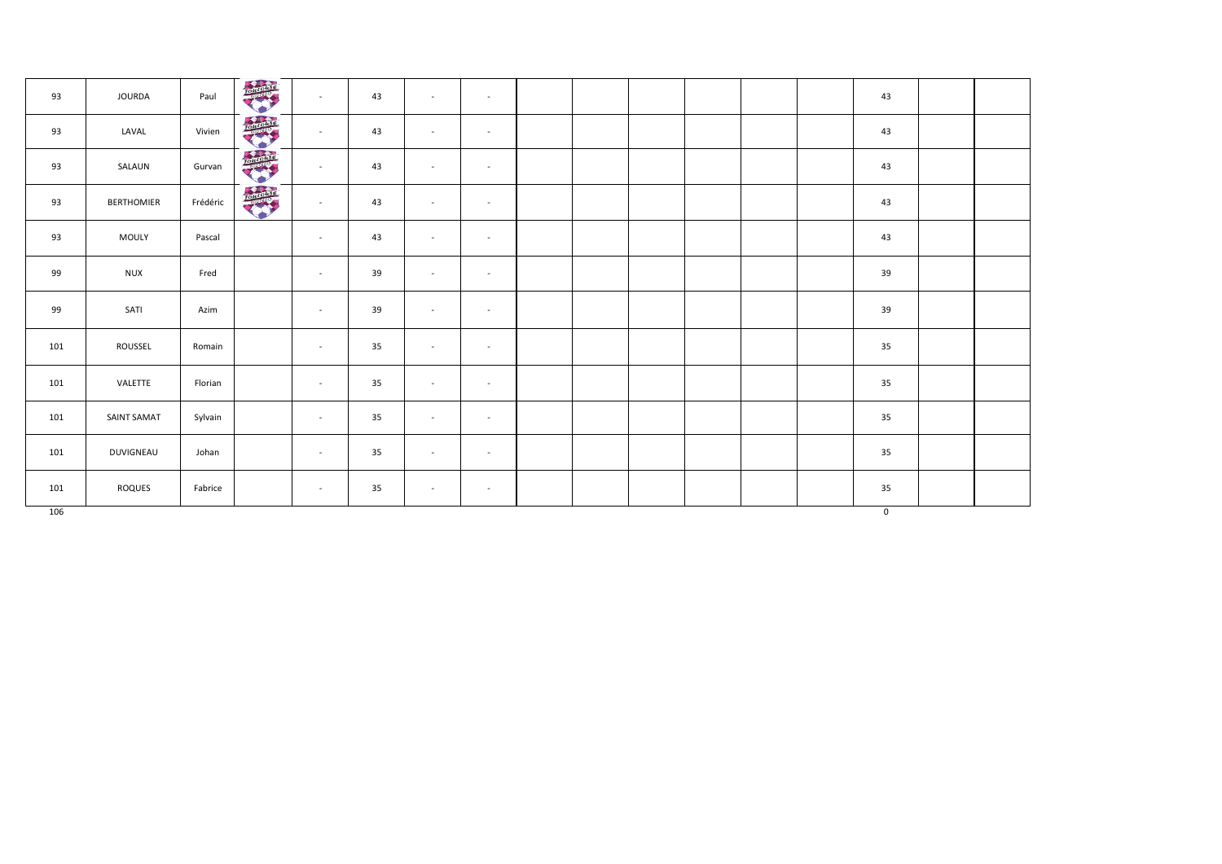| | | | | | | | | | | | | | | | | |
|---|---|---|---|---|---|---|---|---|---|---|---|---|---|---|---|---|
| 93 | JOURDA | Paul | | - | 43 | - | - | | | | | | | 43 | | |
| 93 | LAVAL | Vivien | | - | 43 | - | - | | | | | | | 43 | | |
| 93 | SALAUN | Gurvan | | - | 43 | - | - | | | | | | | 43 | | |
| 93 | BERTHOMIER | Frédéric | | - | 43 | - | - | | | | | | | 43 | | |
| 93 | MOULY | Pascal | | - | 43 | - | - | | | | | | | 43 | | |
| 99 | NUX | Fred | | - | 39 | - | - | | | | | | | 39 | | |
| 99 | SATI | Azim | | - | 39 | - | - | | | | | | | 39 | | |
| 101 | ROUSSEL | Romain | | - | 35 | - | - | | | | | | | 35 | | |
| 101 | VALETTE | Florian | | - | 35 | - | - | | | | | | | 35 | | |
| 101 | SAINT SAMAT | Sylvain | | - | 35 | - | - | | | | | | | 35 | | |
| 101 | DUVIGNEAU | Johan | | - | 35 | - | - | | | | | | | 35 | | |
| 101 | ROQUES | Fabrice | | - | 35 | - | - | | | | | | | 35 | | |
| 106 | | | | | | | | | | | | | | 0 | | |